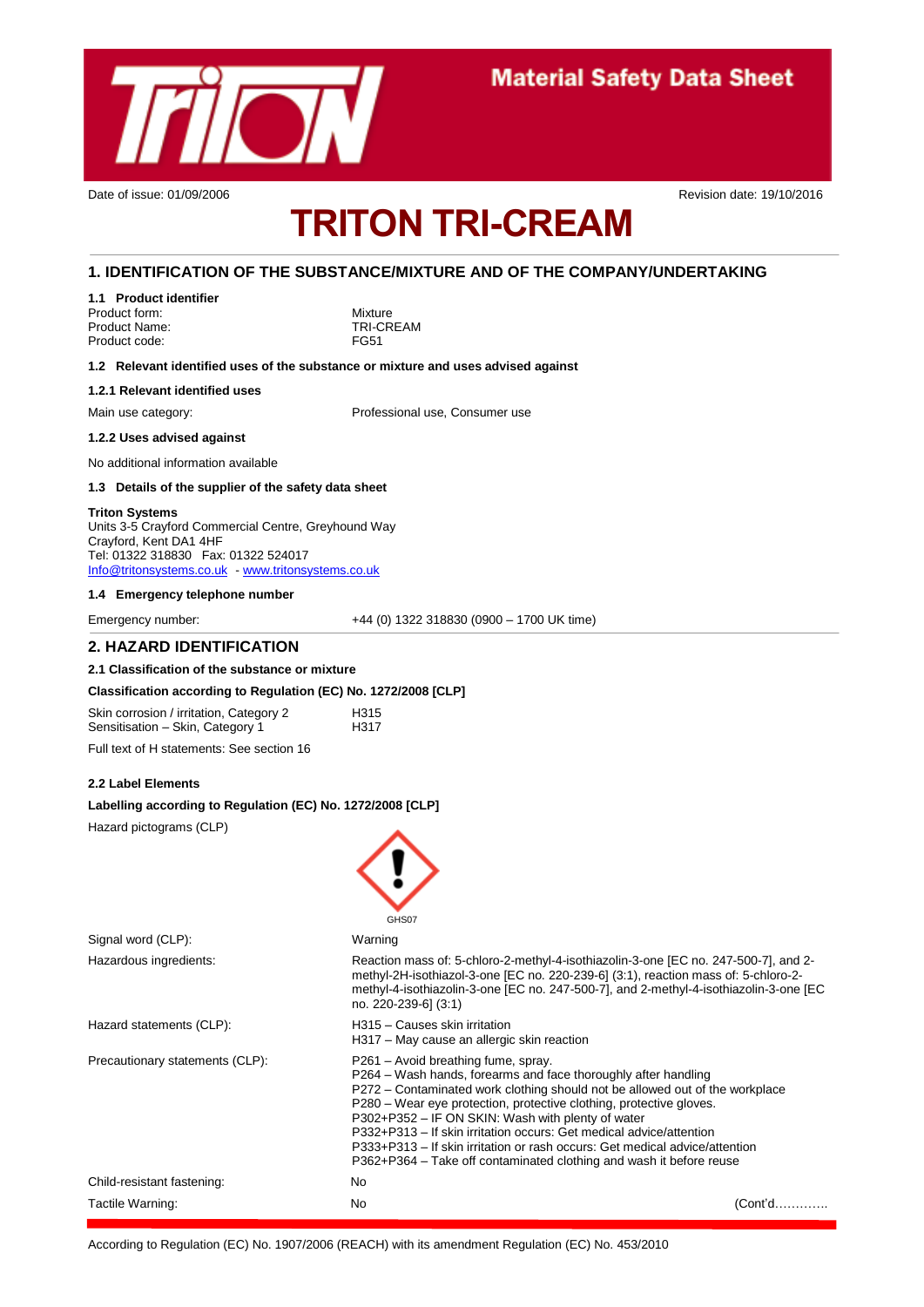Material Safety Data Sheet

Date of issue: 01/09/2006 Revision date: 19/10/2016

# TRITON TRI-CREAM

## 1. IDENTIFICATION OF THE SUBSTANCE/MIXTURE AND OF THE COMPANY/UNDERTAKING

### 1.1 Product identifier

| | |
|---|---|
| Product form: | Mixture |
| Product Name: | TRI-CREAM |
| Product code: | FG51 |

### 1.2 Relevant identified uses of the substance or mixture and uses advised against

**1.2.1 Relevant identified uses**

Main use category: Professional use, Consumer use

**1.2.2 Uses advised against**

No additional information available

### 1.3 Details of the supplier of the safety data sheet

**Triton Systems**
Units 3-5 Crayford Commercial Centre, Greyhound Way
Crayford, Kent DA1 4HF
Tel: 01322 318830 Fax: 01322 524017
Info@tritonsystems.co.uk - www.tritonsystems.co.uk

### 1.4 Emergency telephone number

Emergency number: +44 (0) 1322 318830 (0900 – 1700 UK time)

## 2. HAZARD IDENTIFICATION

### 2.1 Classification of the substance or mixture

**Classification according to Regulation (EC) No. 1272/2008 [CLP]**

| | |
|---|---|
| Skin corrosion / irritation, Category 2 | H315 |
| Sensitisation – Skin, Category 1 | H317 |

Full text of H statements: See section 16

### 2.2 Label Elements

**Labelling according to Regulation (EC) No. 1272/2008 [CLP]**

Hazard pictograms (CLP): GHS07

| | |
|---|---|
| Signal word (CLP): | Warning |
| Hazardous ingredients: | Reaction mass of: 5-chloro-2-methyl-4-isothiazolin-3-one [EC no. 247-500-7], and 2-methyl-2H-isothiazol-3-one [EC no. 220-239-6] (3:1), reaction mass of: 5-chloro-2-methyl-4-isothiazolin-3-one [EC no. 247-500-7], and 2-methyl-4-isothiazolin-3-one [EC no. 220-239-6] (3:1) |
| Hazard statements (CLP): | H315 – Causes skin irritation<br>H317 – May cause an allergic skin reaction |
| Precautionary statements (CLP): | P261 – Avoid breathing fume, spray.<br>P264 – Wash hands, forearms and face thoroughly after handling<br>P272 – Contaminated work clothing should not be allowed out of the workplace<br>P280 – Wear eye protection, protective clothing, protective gloves.<br>P302+P352 – IF ON SKIN: Wash with plenty of water<br>P332+P313 – If skin irritation occurs: Get medical advice/attention<br>P333+P313 – If skin irritation or rash occurs: Get medical advice/attention<br>P362+P364 – Take off contaminated clothing and wash it before reuse |
| Child-resistant fastening: | No |
| Tactile Warning: | No |

(Cont'd………….

According to Regulation (EC) No. 1907/2006 (REACH) with its amendment Regulation (EC) No. 453/2010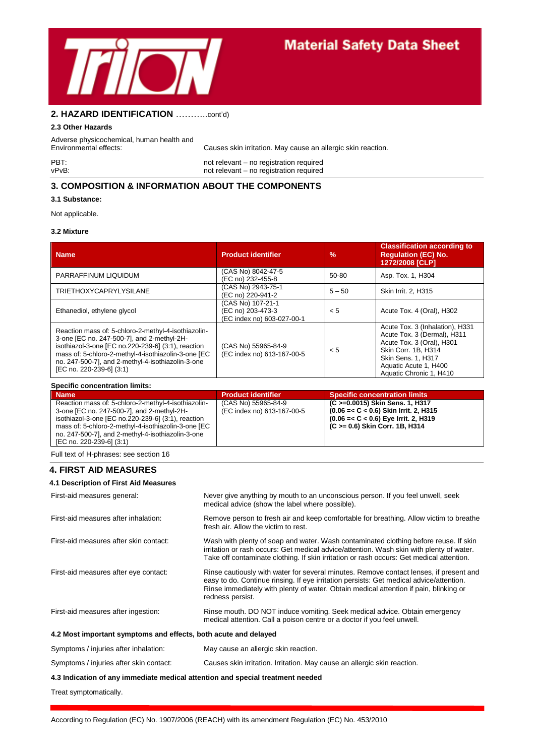## 2. HAZARD IDENTIFICATION ………..cont'd)

### 2.3 Other Hazards

| | |
|---|---|
| Adverse physicochemical, human health and Environmental effects: | Causes skin irritation. May cause an allergic skin reaction. |
| PBT: | not relevant – no registration required |
| vPvB: | not relevant – no registration required |

## 3. COMPOSITION & INFORMATION ABOUT THE COMPONENTS

### 3.1 Substance:

Not applicable.

### 3.2 Mixture

| Name | Product identifier | % | Classification according to Regulation (EC) No. 1272/2008 [CLP] |
|---|---|---|---|
| PARRAFFINUM LIQUIDUM | (CAS No) 8042-47-5<br>(EC no) 232-455-8 | 50-80 | Asp. Tox. 1, H304 |
| TRIETHOXYCAPRYLYSILANE | (CAS No) 2943-75-1<br>(EC no) 220-941-2 | 5 – 50 | Skin Irrit. 2, H315 |
| Ethanediol, ethylene glycol | (CAS No) 107-21-1<br>(EC no) 203-473-3<br>(EC index no) 603-027-00-1 | < 5 | Acute Tox. 4 (Oral), H302 |
| Reaction mass of: 5-chloro-2-methyl-4-isothiazolin-3-one [EC no. 247-500-7], and 2-methyl-2H-isothiazol-3-one [EC no.220-239-6] (3:1), reaction mass of: 5-chloro-2-methyl-4-isothiazolin-3-one [EC no. 247-500-7], and 2-methyl-4-isothiazolin-3-one [EC no. 220-239-6] (3:1) | (CAS No) 55965-84-9<br>(EC index no) 613-167-00-5 | < 5 | Acute Tox. 3 (Inhalation), H331<br>Acute Tox. 3 (Dermal), H311<br>Acute Tox. 3 (Oral), H301<br>Skin Corr. 1B, H314<br>Skin Sens. 1, H317<br>Aquatic Acute 1, H400<br>Aquatic Chronic 1, H410 |

**Specific concentration limits:**

| Name | Product identifier | Specific concentration limits |
|---|---|---|
| Reaction mass of: 5-chloro-2-methyl-4-isothiazolin-3-one [EC no. 247-500-7], and 2-methyl-2H-isothiazol-3-one [EC no.220-239-6] (3:1), reaction mass of: 5-chloro-2-methyl-4-isothiazolin-3-one [EC no. 247-500-7], and 2-methyl-4-isothiazolin-3-one [EC no. 220-239-6] (3:1) | (CAS No) 55965-84-9<br>(EC index no) 613-167-00-5 | **(C >=0.0015) Skin Sens. 1, H317**<br>**(0.06 =< C < 0.6) Skin Irrit. 2, H315**<br>**(0.06 =< C < 0.6) Eye Irrit. 2, H319**<br>**(C >= 0.6) Skin Corr. 1B, H314** |

Full text of H-phrases: see section 16

## 4. FIRST AID MEASURES

### 4.1 Description of First Aid Measures

| | |
|---|---|
| First-aid measures general: | Never give anything by mouth to an unconscious person. If you feel unwell, seek medical advice (show the label where possible). |
| First-aid measures after inhalation: | Remove person to fresh air and keep comfortable for breathing. Allow victim to breathe fresh air. Allow the victim to rest. |
| First-aid measures after skin contact: | Wash with plenty of soap and water. Wash contaminated clothing before reuse. If skin irritation or rash occurs: Get medical advice/attention. Wash skin with plenty of water. Take off contaminate clothing. If skin irritation or rash occurs: Get medical attention. |
| First-aid measures after eye contact: | Rinse cautiously with water for several minutes. Remove contact lenses, if present and easy to do. Continue rinsing. If eye irritation persists: Get medical advice/attention. Rinse immediately with plenty of water. Obtain medical attention if pain, blinking or redness persist. |
| First-aid measures after ingestion: | Rinse mouth. DO NOT induce vomiting. Seek medical advice. Obtain emergency medical attention. Call a poison centre or a doctor if you feel unwell. |

### 4.2 Most important symptoms and effects, both acute and delayed

| | |
|---|---|
| Symptoms / injuries after inhalation: | May cause an allergic skin reaction. |
| Symptoms / injuries after skin contact: | Causes skin irritation. Irritation. May cause an allergic skin reaction. |

### 4.3 Indication of any immediate medical attention and special treatment needed

Treat symptomatically.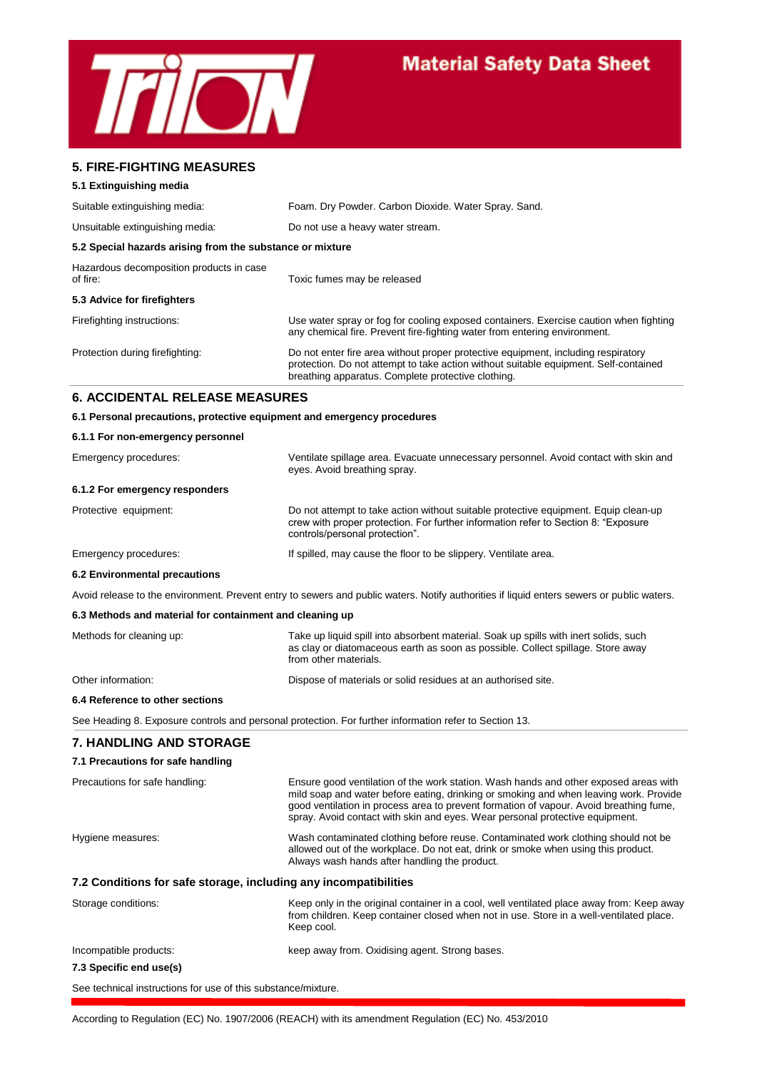## 5. FIRE-FIGHTING MEASURES

### 5.1 Extinguishing media

| | |
|---|---|
| Suitable extinguishing media: | Foam. Dry Powder. Carbon Dioxide. Water Spray. Sand. |
| Unsuitable extinguishing media: | Do not use a heavy water stream. |

### 5.2 Special hazards arising from the substance or mixture

| | |
|---|---|
| Hazardous decomposition products in case of fire: | Toxic fumes may be released |

### 5.3 Advice for firefighters

| | |
|---|---|
| Firefighting instructions: | Use water spray or fog for cooling exposed containers. Exercise caution when fighting any chemical fire. Prevent fire-fighting water from entering environment. |
| Protection during firefighting: | Do not enter fire area without proper protective equipment, including respiratory protection. Do not attempt to take action without suitable equipment. Self-contained breathing apparatus. Complete protective clothing. |

## 6. ACCIDENTAL RELEASE MEASURES

### 6.1 Personal precautions, protective equipment and emergency procedures

#### 6.1.1 For non-emergency personnel

| | |
|---|---|
| Emergency procedures: | Ventilate spillage area. Evacuate unnecessary personnel. Avoid contact with skin and eyes. Avoid breathing spray. |

#### 6.1.2 For emergency responders

| | |
|---|---|
| Protective equipment: | Do not attempt to take action without suitable protective equipment. Equip clean-up crew with proper protection. For further information refer to Section 8: "Exposure controls/personal protection". |
| Emergency procedures: | If spilled, may cause the floor to be slippery. Ventilate area. |

### 6.2 Environmental precautions

Avoid release to the environment. Prevent entry to sewers and public waters. Notify authorities if liquid enters sewers or public waters.

### 6.3 Methods and material for containment and cleaning up

| | |
|---|---|
| Methods for cleaning up: | Take up liquid spill into absorbent material. Soak up spills with inert solids, such as clay or diatomaceous earth as soon as possible. Collect spillage. Store away from other materials. |
| Other information: | Dispose of materials or solid residues at an authorised site. |

### 6.4 Reference to other sections

See Heading 8. Exposure controls and personal protection. For further information refer to Section 13.

## 7. HANDLING AND STORAGE

### 7.1 Precautions for safe handling

| | |
|---|---|
| Precautions for safe handling: | Ensure good ventilation of the work station. Wash hands and other exposed areas with mild soap and water before eating, drinking or smoking and when leaving work. Provide good ventilation in process area to prevent formation of vapour. Avoid breathing fume, spray. Avoid contact with skin and eyes. Wear personal protective equipment. |
| Hygiene measures: | Wash contaminated clothing before reuse. Contaminated work clothing should not be allowed out of the workplace. Do not eat, drink or smoke when using this product. Always wash hands after handling the product. |

### 7.2 Conditions for safe storage, including any incompatibilities

| | |
|---|---|
| Storage conditions: | Keep only in the original container in a cool, well ventilated place away from: Keep away from children. Keep container closed when not in use. Store in a well-ventilated place. Keep cool. |
| Incompatible products: | keep away from. Oxidising agent. Strong bases. |

### 7.3 Specific end use(s)

See technical instructions for use of this substance/mixture.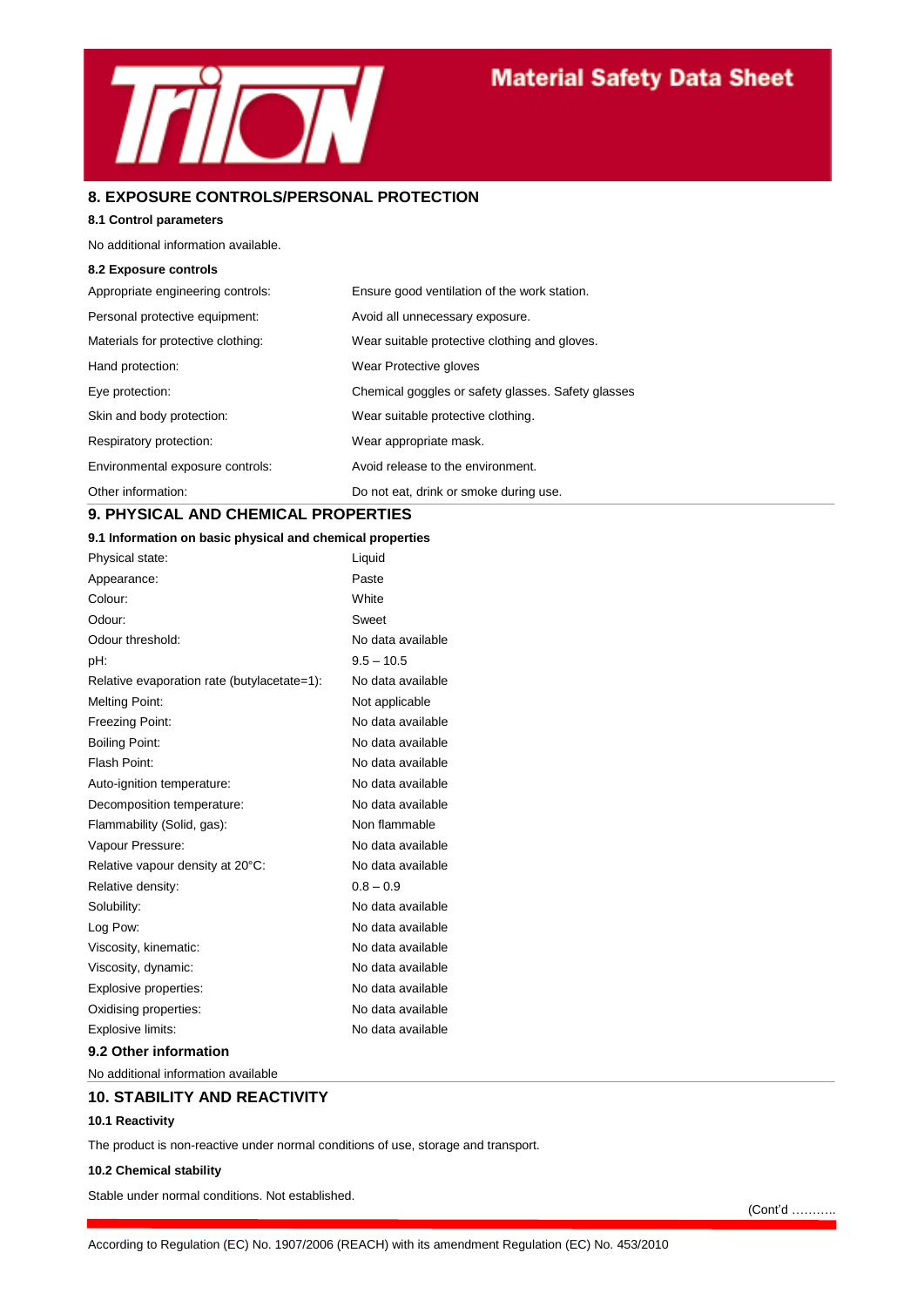## 8. EXPOSURE CONTROLS/PERSONAL PROTECTION

### 8.1 Control parameters

No additional information available.

### 8.2 Exposure controls

| | |
|---|---|
| Appropriate engineering controls: | Ensure good ventilation of the work station. |
| Personal protective equipment: | Avoid all unnecessary exposure. |
| Materials for protective clothing: | Wear suitable protective clothing and gloves. |
| Hand protection: | Wear Protective gloves |
| Eye protection: | Chemical goggles or safety glasses. Safety glasses |
| Skin and body protection: | Wear suitable protective clothing. |
| Respiratory protection: | Wear appropriate mask. |
| Environmental exposure controls: | Avoid release to the environment. |
| Other information: | Do not eat, drink or smoke during use. |

## 9. PHYSICAL AND CHEMICAL PROPERTIES

### 9.1 Information on basic physical and chemical properties

| | |
|---|---|
| Physical state: | Liquid |
| Appearance: | Paste |
| Colour: | White |
| Odour: | Sweet |
| Odour threshold: | No data available |
| pH: | 9.5 – 10.5 |
| Relative evaporation rate (butylacetate=1): | No data available |
| Melting Point: | Not applicable |
| Freezing Point: | No data available |
| Boiling Point: | No data available |
| Flash Point: | No data available |
| Auto-ignition temperature: | No data available |
| Decomposition temperature: | No data available |
| Flammability (Solid, gas): | Non flammable |
| Vapour Pressure: | No data available |
| Relative vapour density at 20°C: | No data available |
| Relative density: | 0.8 – 0.9 |
| Solubility: | No data available |
| Log Pow: | No data available |
| Viscosity, kinematic: | No data available |
| Viscosity, dynamic: | No data available |
| Explosive properties: | No data available |
| Oxidising properties: | No data available |
| Explosive limits: | No data available |

### 9.2 Other information

No additional information available

## 10. STABILITY AND REACTIVITY

### 10.1 Reactivity

The product is non-reactive under normal conditions of use, storage and transport.

### 10.2 Chemical stability

Stable under normal conditions. Not established.

(Cont'd ………..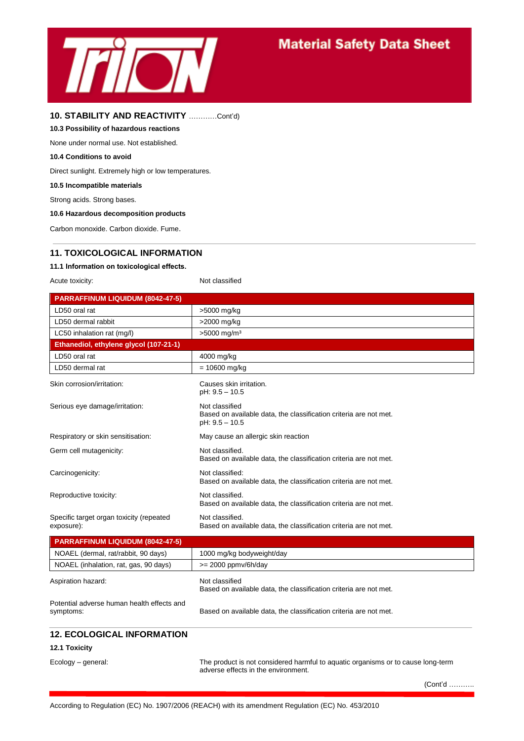## 10. STABILITY AND REACTIVITY …………Cont'd)

**10.3 Possibility of hazardous reactions**

None under normal use. Not established.

**10.4 Conditions to avoid**

Direct sunlight. Extremely high or low temperatures.

**10.5 Incompatible materials**

Strong acids. Strong bases.

**10.6 Hazardous decomposition products**

Carbon monoxide. Carbon dioxide. Fume.

## 11. TOXICOLOGICAL INFORMATION

**11.1 Information on toxicological effects.**

Acute toxicity: Not classified

| PARRAFFINUM LIQUIDUM (8042-47-5) | |
|---|---|
| LD50 oral rat | >5000 mg/kg |
| LD50 dermal rabbit | >2000 mg/kg |
| LC50 inhalation rat (mg/l) | >5000 mg/m³ |
| **Ethanediol, ethylene glycol (107-21-1)** | |
| LD50 oral rat | 4000 mg/kg |
| LD50 dermal rat | = 10600 mg/kg |

Skin corrosion/irritation: Causes skin irritation.
pH: 9.5 – 10.5

Serious eye damage/irritation: Not classified
Based on available data, the classification criteria are not met.
pH: 9.5 – 10.5

Respiratory or skin sensitisation: May cause an allergic skin reaction

Germ cell mutagenicity: Not classified.
Based on available data, the classification criteria are not met.

Carcinogenicity: Not classified:
Based on available data, the classification criteria are not met.

Reproductive toxicity: Not classified.
Based on available data, the classification criteria are not met.

Specific target organ toxicity (repeated exposure): Not classified.
Based on available data, the classification criteria are not met.

| PARRAFFINUM LIQUIDUM (8042-47-5) | |
|---|---|
| NOAEL (dermal, rat/rabbit, 90 days) | 1000 mg/kg bodyweight/day |
| NOAEL (inhalation, rat, gas, 90 days) | >= 2000 ppmv/6h/day |

Aspiration hazard: Not classified
Based on available data, the classification criteria are not met.

Potential adverse human health effects and symptoms: Based on available data, the classification criteria are not met.

## 12. ECOLOGICAL INFORMATION

**12.1 Toxicity**

Ecology – general: The product is not considered harmful to aquatic organisms or to cause long-term adverse effects in the environment.

(Cont'd ………..

According to Regulation (EC) No. 1907/2006 (REACH) with its amendment Regulation (EC) No. 453/2010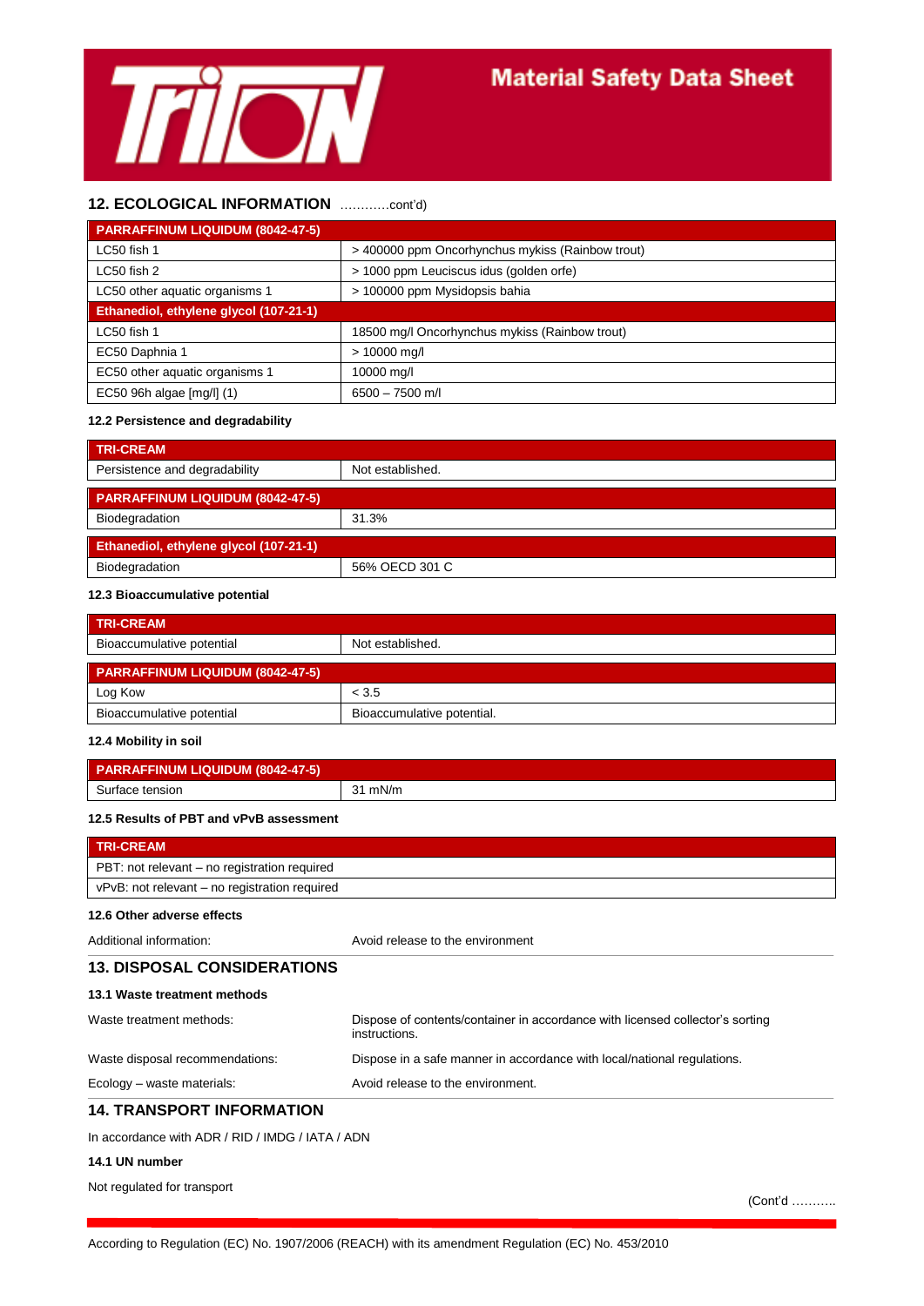## 12. ECOLOGICAL INFORMATION …………cont'd)

| PARRAFFINUM LIQUIDUM (8042-47-5) | |
|---|---|
| LC50 fish 1 | > 400000 ppm Oncorhynchus mykiss (Rainbow trout) |
| LC50 fish 2 | > 1000 ppm Leuciscus idus (golden orfe) |
| LC50 other aquatic organisms 1 | > 100000 ppm Mysidopsis bahia |
| **Ethanediol, ethylene glycol (107-21-1)** | |
| LC50 fish 1 | 18500 mg/l Oncorhynchus mykiss (Rainbow trout) |
| EC50 Daphnia 1 | > 10000 mg/l |
| EC50 other aquatic organisms 1 | 10000 mg/l |
| EC50 96h algae [mg/l] (1) | 6500 – 7500 m/l |

### 12.2 Persistence and degradability

| TRI-CREAM | |
|---|---|
| Persistence and degradability | Not established. |

| PARRAFFINUM LIQUIDUM (8042-47-5) | |
|---|---|
| Biodegradation | 31.3% |

| Ethanediol, ethylene glycol (107-21-1) | |
|---|---|
| Biodegradation | 56% OECD 301 C |

### 12.3 Bioaccumulative potential

| TRI-CREAM | |
|---|---|
| Bioaccumulative potential | Not established. |

| PARRAFFINUM LIQUIDUM (8042-47-5) | |
|---|---|
| Log Kow | < 3.5 |
| Bioaccumulative potential | Bioaccumulative potential. |

### 12.4 Mobility in soil

| PARRAFFINUM LIQUIDUM (8042-47-5) | |
|---|---|
| Surface tension | 31 mN/m |

### 12.5 Results of PBT and vPvB assessment

| TRI-CREAM |
|---|
| PBT: not relevant – no registration required |
| vPvB: not relevant – no registration required |

### 12.6 Other adverse effects

Additional information: Avoid release to the environment

## 13. DISPOSAL CONSIDERATIONS

### 13.1 Waste treatment methods

Waste treatment methods: Dispose of contents/container in accordance with licensed collector's sorting instructions.

Waste disposal recommendations: Dispose in a safe manner in accordance with local/national regulations.

Ecology – waste materials: Avoid release to the environment.

## 14. TRANSPORT INFORMATION

In accordance with ADR / RID / IMDG / IATA / ADN

### 14.1 UN number

Not regulated for transport

(Cont'd ………..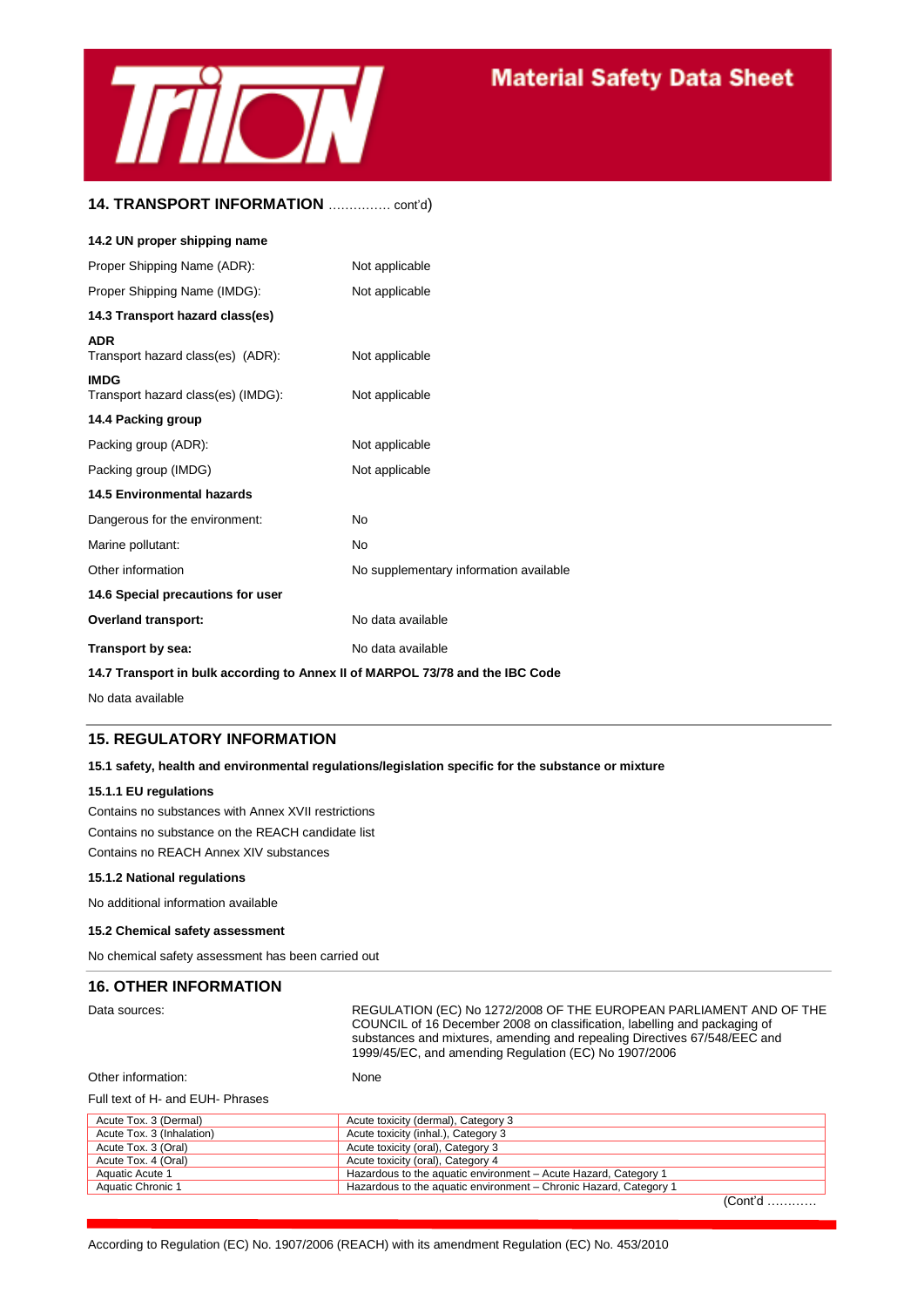## 14. TRANSPORT INFORMATION …………… cont'd)

**14.2 UN proper shipping name**

| | |
|---|---|
| Proper Shipping Name (ADR): | Not applicable |
| Proper Shipping Name (IMDG): | Not applicable |

**14.3 Transport hazard class(es)**

**ADR**

| | |
|---|---|
| Transport hazard class(es) (ADR): | Not applicable |

**IMDG**

| | |
|---|---|
| Transport hazard class(es) (IMDG): | Not applicable |

**14.4 Packing group**

| | |
|---|---|
| Packing group (ADR): | Not applicable |
| Packing group (IMDG) | Not applicable |

**14.5 Environmental hazards**

| | |
|---|---|
| Dangerous for the environment: | No |
| Marine pollutant: | No |
| Other information | No supplementary information available |

**14.6 Special precautions for user**

| | |
|---|---|
| **Overland transport:** | No data available |
| **Transport by sea:** | No data available |

**14.7 Transport in bulk according to Annex II of MARPOL 73/78 and the IBC Code**

No data available

## 15. REGULATORY INFORMATION

**15.1 safety, health and environmental regulations/legislation specific for the substance or mixture**

**15.1.1 EU regulations**

Contains no substances with Annex XVII restrictions

Contains no substance on the REACH candidate list

Contains no REACH Annex XIV substances

**15.1.2 National regulations**

No additional information available

**15.2 Chemical safety assessment**

No chemical safety assessment has been carried out

## 16. OTHER INFORMATION

| | |
|---|---|
| Data sources: | REGULATION (EC) No 1272/2008 OF THE EUROPEAN PARLIAMENT AND OF THE COUNCIL of 16 December 2008 on classification, labelling and packaging of substances and mixtures, amending and repealing Directives 67/548/EEC and 1999/45/EC, and amending Regulation (EC) No 1907/2006 |
| Other information: | None |

Full text of H- and EUH- Phrases

| | |
|---|---|
| Acute Tox. 3 (Dermal) | Acute toxicity (dermal), Category 3 |
| Acute Tox. 3 (Inhalation) | Acute toxicity (inhal.), Category 3 |
| Acute Tox. 3 (Oral) | Acute toxicity (oral), Category 3 |
| Acute Tox. 4 (Oral) | Acute toxicity (oral), Category 4 |
| Aquatic Acute 1 | Hazardous to the aquatic environment – Acute Hazard, Category 1 |
| Aquatic Chronic 1 | Hazardous to the aquatic environment – Chronic Hazard, Category 1 |

(Cont'd …………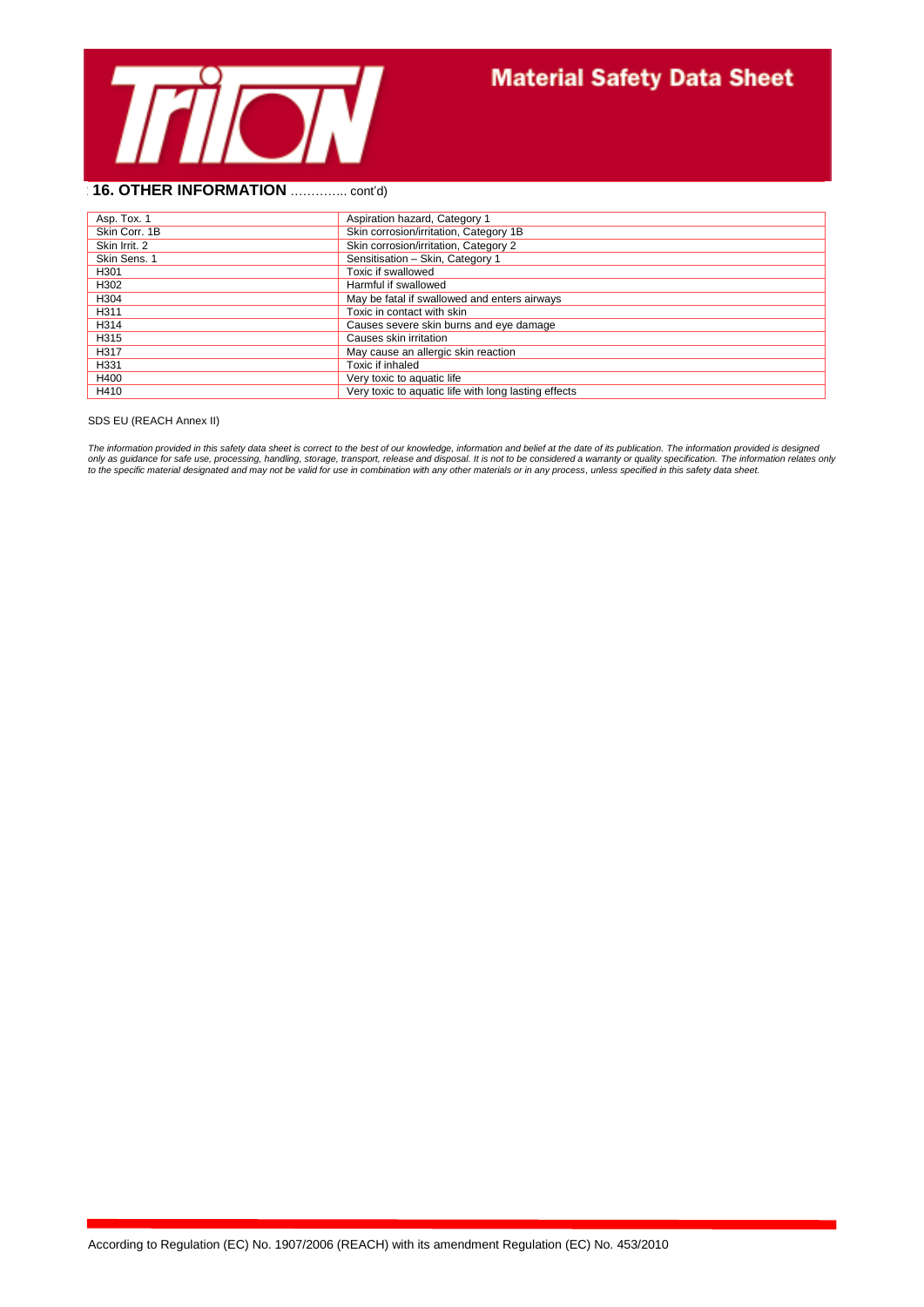## 16. OTHER INFORMATION ………….. cont'd)

| | |
|---|---|
| Asp. Tox. 1 | Aspiration hazard, Category 1 |
| Skin Corr. 1B | Skin corrosion/irritation, Category 1B |
| Skin Irrit. 2 | Skin corrosion/irritation, Category 2 |
| Skin Sens. 1 | Sensitisation – Skin, Category 1 |
| H301 | Toxic if swallowed |
| H302 | Harmful if swallowed |
| H304 | May be fatal if swallowed and enters airways |
| H311 | Toxic in contact with skin |
| H314 | Causes severe skin burns and eye damage |
| H315 | Causes skin irritation |
| H317 | May cause an allergic skin reaction |
| H331 | Toxic if inhaled |
| H400 | Very toxic to aquatic life |
| H410 | Very toxic to aquatic life with long lasting effects |

SDS EU (REACH Annex II)

*The information provided in this safety data sheet is correct to the best of our knowledge, information and belief at the date of its publication. The information provided is designed only as guidance for safe use, processing, handling, storage, transport, release and disposal. It is not to be considered a warranty or quality specification. The information relates only to the specific material designated and may not be valid for use in combination with any other materials or in any process, unless specified in this safety data sheet.*